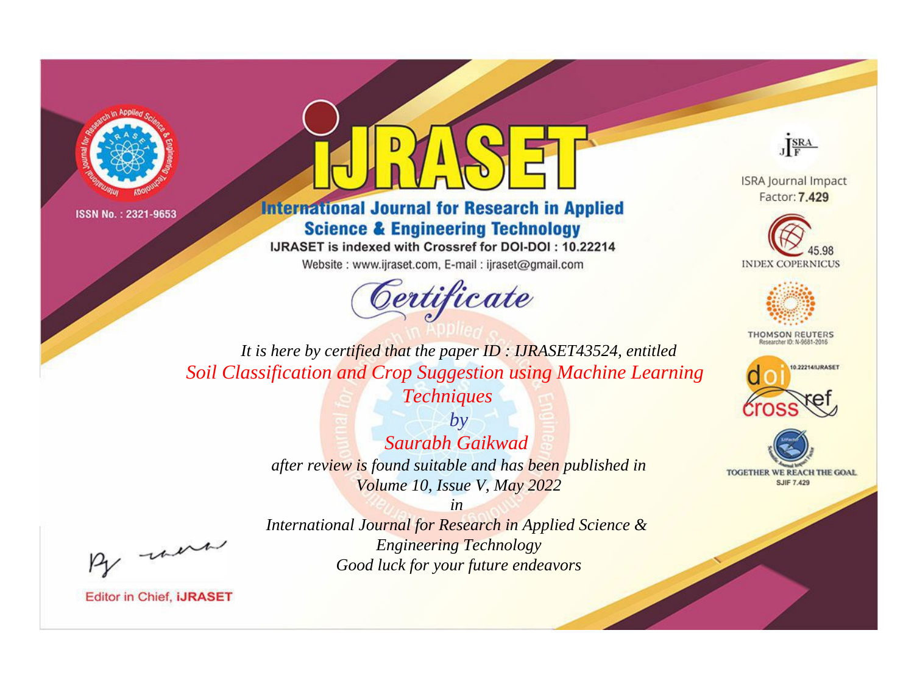ISSN No. : 2321-9653

# IJRASET

## International Journal for Research in Applied Science & Engineering Technology

IJRASET is indexed with Crossref for DOI-DOI : 10.22214

Website : www.ijraset.com, E-mail : ijraset@gmail.com

ISRA Journal Impact Factor: **7.429**

45.98 INDEX COPERNICUS

THOMSON REUTERS Researcher ID: N-9681-2016

10.22214/IJRASET

TOGETHER WE REACH THE GOAL SJIF 7.429

# *Certificate*

*It is here by certified that the paper ID : IJRASET43524, entitled*

*Soil Classification and Crop Suggestion using Machine Learning Techniques*

*by*

*Saurabh Gaikwad*

*after review is found suitable and has been published in*

*Volume 10, Issue V, May 2022*

*in*

*International Journal for Research in Applied Science & Engineering Technology*

*Good luck for your future endeavors*

Editor in Chief, **iJRASET**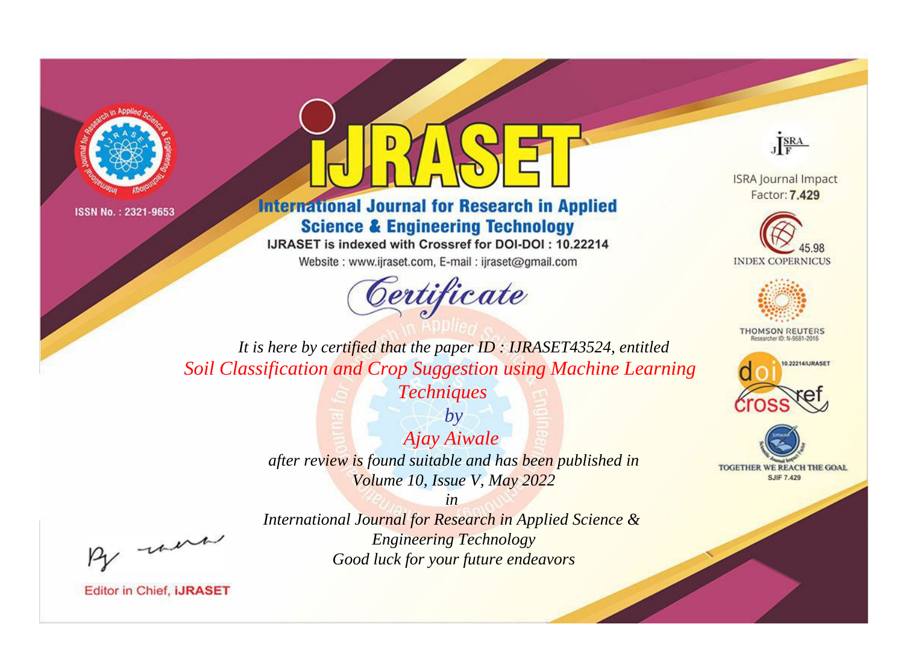ISSN No. : 2321-9653

# iJRASET

## International Journal for Research in Applied Science & Engineering Technology

IJRASET is indexed with Crossref for DOI-DOI : 10.22214

Website : www.ijraset.com, E-mail : ijraset@gmail.com

*Certificate*

*It is here by certified that the paper ID : IJRASET43524, entitled*

*Soil Classification and Crop Suggestion using Machine Learning Techniques*

*by*

*Ajay Aiwale*

*after review is found suitable and has been published in*

*Volume 10, Issue V, May 2022*

*in*

*International Journal for Research in Applied Science & Engineering Technology*

*Good luck for your future endeavors*

ISRA Journal Impact Factor: **7.429**

45.98 INDEX COPERNICUS

THOMSON REUTERS Researcher ID: N-9681-2016

10.22214/IJRASET

TOGETHER WE REACH THE GOAL SJIF 7.429

Editor in Chief, **iJRASET**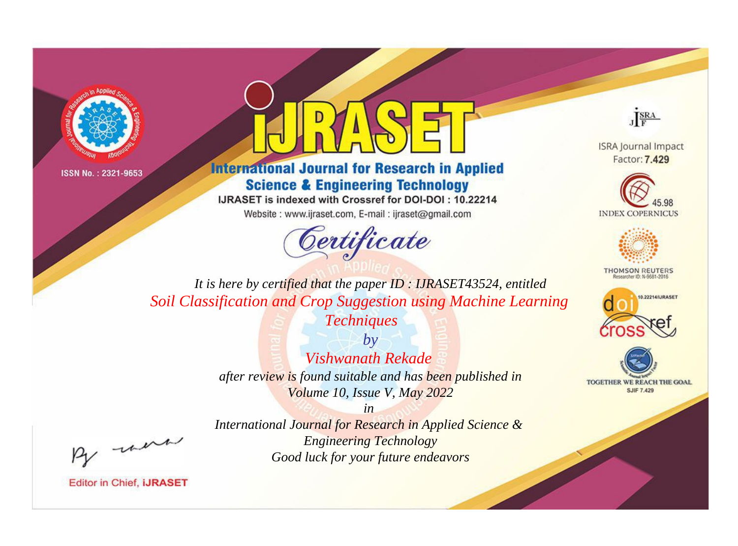ISSN No. : 2321-9653

# iJRASET

## International Journal for Research in Applied Science & Engineering Technology

IJRASET is indexed with Crossref for DOI-DOI : 10.22214

Website : www.ijraset.com, E-mail : ijraset@gmail.com

*Certificate*

*It is here by certified that the paper ID : IJRASET43524, entitled*

*Soil Classification and Crop Suggestion using Machine Learning Techniques*

*by*

*Vishwanath Rekade*

*after review is found suitable and has been published in*

*Volume 10, Issue V, May 2022*

*in*

*International Journal for Research in Applied Science & Engineering Technology*

*Good luck for your future endeavors*

ISRA Journal Impact Factor: **7.429**

45.98 INDEX COPERNICUS

THOMSON REUTERS Researcher ID: N-9681-2016

10.22214/IJRASET

TOGETHER WE REACH THE GOAL SJIF 7.429

Editor in Chief, **iJRASET**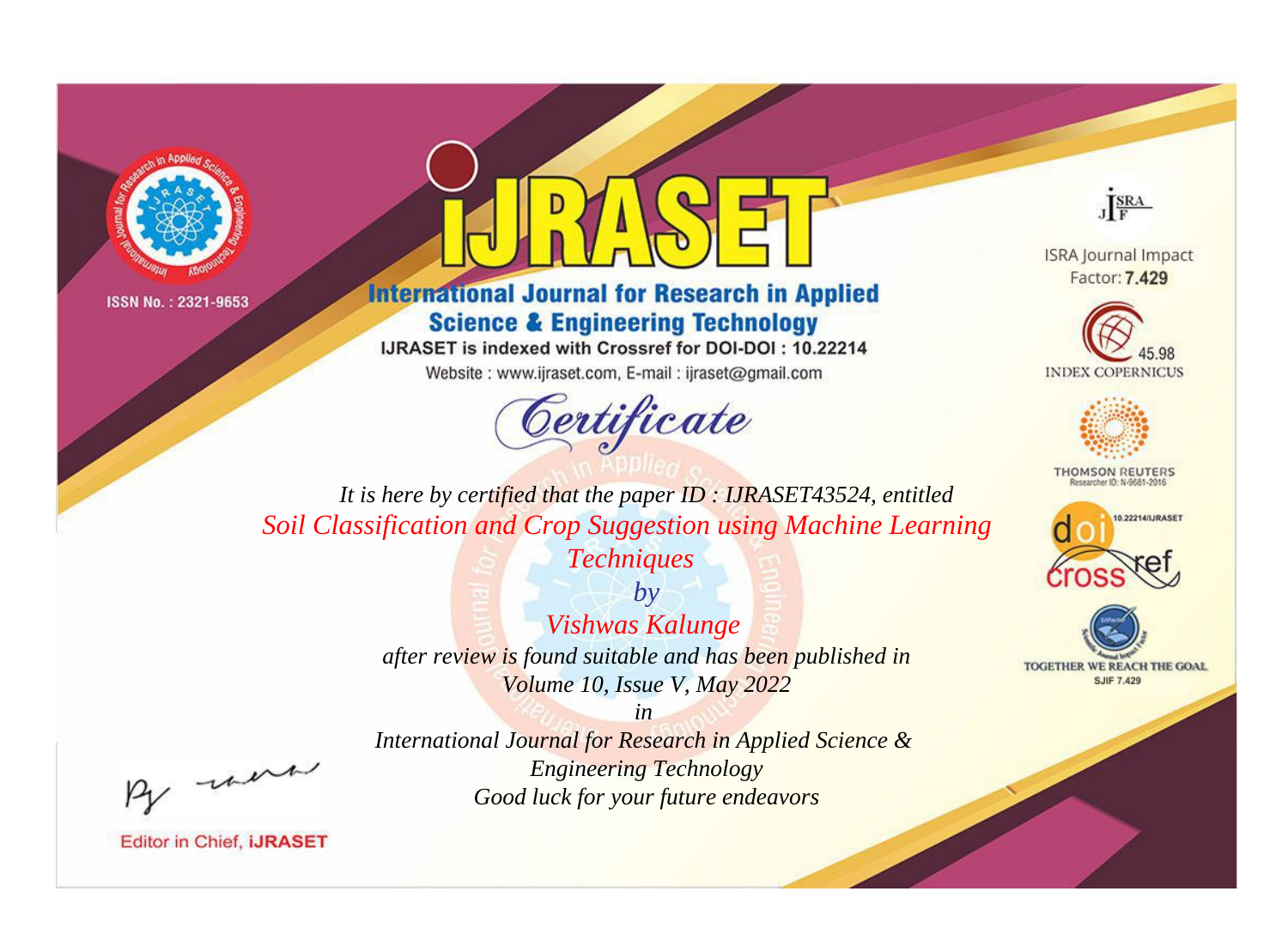ISSN No. : 2321-9653

# iJRASET

## International Journal for Research in Applied Science & Engineering Technology

IJRASET is indexed with Crossref for DOI-DOI : 10.22214

Website : www.ijraset.com, E-mail : ijraset@gmail.com

ISRA Journal Impact Factor: **7.429**

45.98 INDEX COPERNICUS

THOMSON REUTERS Researcher ID: N-9681-2016

10.22214/IJRASET

TOGETHER WE REACH THE GOAL SJIF 7.429

# *Certificate*

*It is here by certified that the paper ID : IJRASET43524, entitled*

*Soil Classification and Crop Suggestion using Machine Learning Techniques*

*by*

*Vishwas Kalunge*

*after review is found suitable and has been published in*

*Volume 10, Issue V, May 2022*

*in*

*International Journal for Research in Applied Science & Engineering Technology*

*Good luck for your future endeavors*

Editor in Chief, **iJRASET**